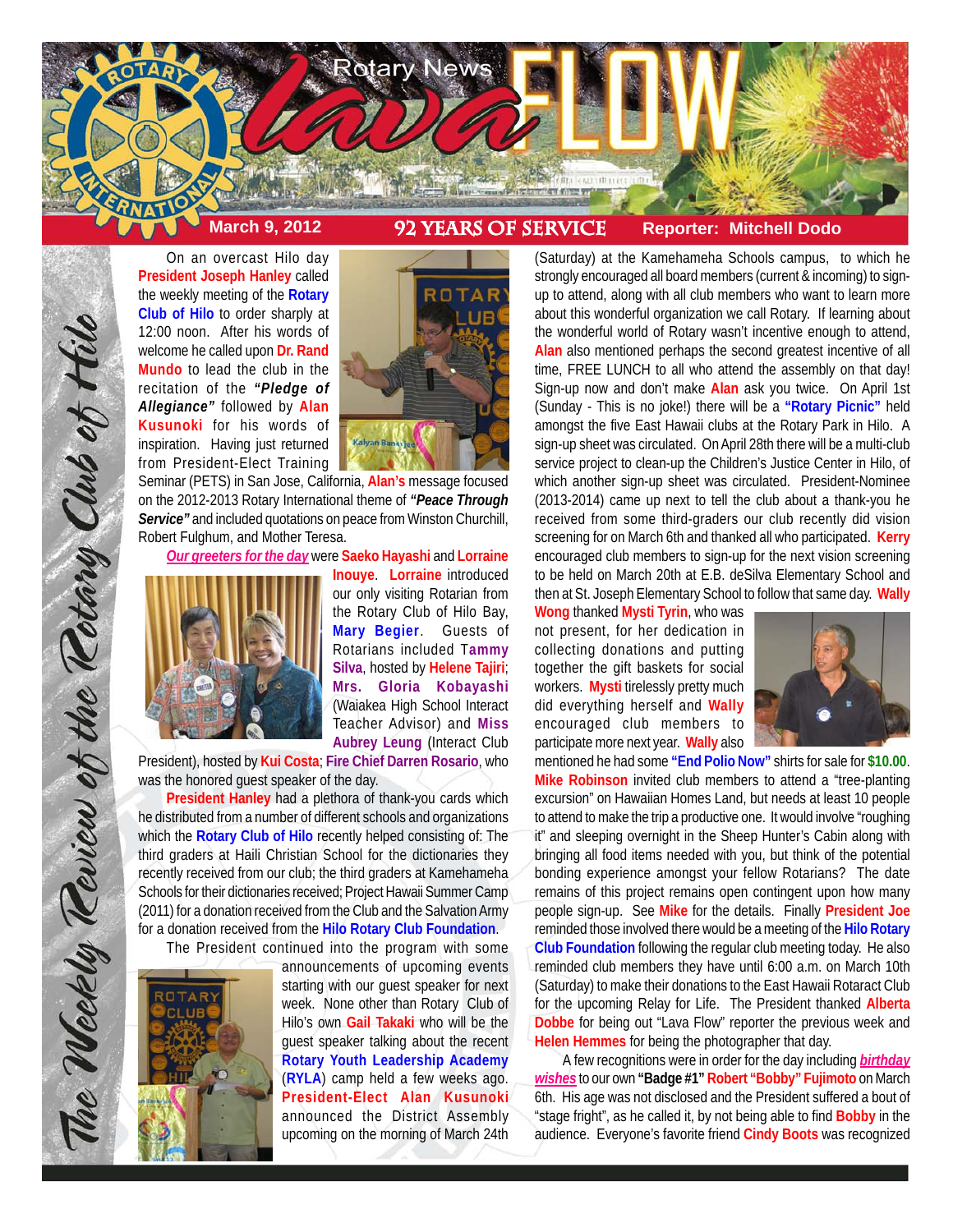# Rotary News Lava FLOW

**March 9, 2012** | **92 YEARS OF SERVICE** | **Reporter: Mitchell Dodo**

*The Weekly Review of the Rotary Club of Hilo*

On an overcast Hilo day **President Joseph Hanley** called the weekly meeting of the **Rotary Club of Hilo** to order sharply at 12:00 noon. After his words of welcome he called upon **Dr. Rand Mundo** to lead the club in the recitation of the ***"Pledge of Allegiance"*** followed by **Alan Kusunoki** for his words of inspiration. Having just returned from President-Elect Training Seminar (PETS) in San Jose, California, **Alan's** message focused on the 2012-2013 Rotary International theme of ***"Peace Through Service"*** and included quotations on peace from Winston Churchill, Robert Fulghum, and Mother Teresa.

***Our greeters for the day*** were **Saeko Hayashi** and **Lorraine Inouye**. **Lorraine** introduced our only visiting Rotarian from the Rotary Club of Hilo Bay, **Mary Begier**. Guests of Rotarians included **Tammy Silva**, hosted by **Helene Tajiri**; **Mrs. Gloria Kobayashi** (Waiakea High School Interact Teacher Advisor) and **Miss Aubrey Leung** (Interact Club President), hosted by **Kui Costa**; **Fire Chief Darren Rosario**, who was the honored guest speaker of the day.

**President Hanley** had a plethora of thank-you cards which he distributed from a number of different schools and organizations which the **Rotary Club of Hilo** recently helped consisting of: The third graders at Haili Christian School for the dictionaries they recently received from our club; the third graders at Kamehameha Schools for their dictionaries received; Project Hawaii Summer Camp (2011) for a donation received from the Club and the Salvation Army for a donation received from the **Hilo Rotary Club Foundation**.

The President continued into the program with some announcements of upcoming events starting with our guest speaker for next week. None other than Rotary Club of Hilo's own **Gail Takaki** who will be the guest speaker talking about the recent **Rotary Youth Leadership Academy** (**RYLA**) camp held a few weeks ago. **President-Elect Alan Kusunoki** announced the District Assembly upcoming on the morning of March 24th (Saturday) at the Kamehameha Schools campus, to which he strongly encouraged all board members (current & incoming) to sign-up to attend, along with all club members who want to learn more about this wonderful organization we call Rotary. If learning about the wonderful world of Rotary wasn't incentive enough to attend, **Alan** also mentioned perhaps the second greatest incentive of all time, FREE LUNCH to all who attend the assembly on that day! Sign-up now and don't make **Alan** ask you twice. On April 1st (Sunday - This is no joke!) there will be a **"Rotary Picnic"** held amongst the five East Hawaii clubs at the Rotary Park in Hilo. A sign-up sheet was circulated. On April 28th there will be a multi-club service project to clean-up the Children's Justice Center in Hilo, of which another sign-up sheet was circulated. President-Nominee (2013-2014) came up next to tell the club about a thank-you he received from some third-graders our club recently did vision screening for on March 6th and thanked all who participated. **Kerry** encouraged club members to sign-up for the next vision screening to be held on March 20th at E.B. deSilva Elementary School and then at St. Joseph Elementary School to follow that same day. **Wally Wong** thanked **Mysti Tyrin**, who was not present, for her dedication in collecting donations and putting together the gift baskets for social workers. **Mysti** tirelessly pretty much did everything herself and **Wally** encouraged club members to participate more next year. **Wally** also mentioned he had some **"End Polio Now"** shirts for sale for **$10.00**. **Mike Robinson** invited club members to attend a "tree-planting excursion" on Hawaiian Homes Land, but needs at least 10 people to attend to make the trip a productive one. It would involve "roughing it" and sleeping overnight in the Sheep Hunter's Cabin along with bringing all food items needed with you, but think of the potential bonding experience amongst your fellow Rotarians? The date remains of this project remains open contingent upon how many people sign-up. See **Mike** for the details. Finally **President Joe** reminded those involved there would be a meeting of the **Hilo Rotary Club Foundation** following the regular club meeting today. He also reminded club members they have until 6:00 a.m. on March 10th (Saturday) to make their donations to the East Hawaii Rotaract Club for the upcoming Relay for Life. The President thanked **Alberta Dobbe** for being out "Lava Flow" reporter the previous week and **Helen Hemmes** for being the photographer that day.

A few recognitions were in order for the day including ***birthday wishes*** to our own **"Badge #1" Robert "Bobby" Fujimoto** on March 6th. His age was not disclosed and the President suffered a bout of "stage fright", as he called it, by not being able to find **Bobby** in the audience. Everyone's favorite friend **Cindy Boots** was recognized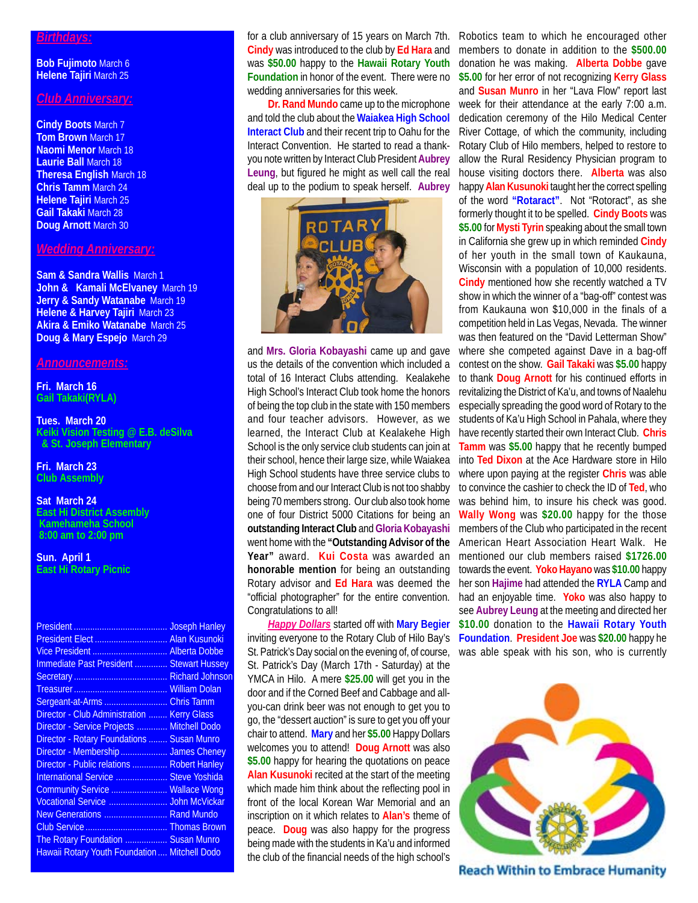## Birthdays:

**Bob Fujimoto** March 6
**Helene Tajiri** March 25

## Club Anniversary:

**Cindy Boots** March 7
**Tom Brown** March 17
**Naomi Menor** March 18
**Laurie Ball** March 18
**Theresa English** March 18
**Chris Tamm** March 24
**Helene Tajiri** March 25
**Gail Takaki** March 28
**Doug Arnott** March 30

## Wedding Anniversary:

**Sam & Sandra Wallis** March 1
**John & Kamali McElvaney** March 19
**Jerry & Sandy Watanabe** March 19
**Helene & Harvey Tajiri** March 23
**Akira & Emiko Watanabe** March 25
**Doug & Mary Espejo** March 29

## Announcements:

**Fri. March 16**
**Gail Takaki(RYLA)**

**Tues. March 20**
**Keiki Vision Testing @ E.B. deSilva & St. Joseph Elementary**

**Fri. March 23**
**Club Assembly**

**Sat March 24**
**East Hi District Assembly**
**Kamehameha School**
**8:00 am to 2:00 pm**

**Sun. April 1**
**East Hi Rotary Picnic**

| | |
|---|---|
| President | Joseph Hanley |
| President Elect | Alan Kusunoki |
| Vice President | Alberta Dobbe |
| Immediate Past President | Stewart Hussey |
| Secretary | Richard Johnson |
| Treasurer | William Dolan |
| Sergeant-at-Arms | Chris Tamm |
| Director - Club Administration | Kerry Glass |
| Director - Service Projects | Mitchell Dodo |
| Director - Rotary Foundations | Susan Munro |
| Director - Membership | James Cheney |
| Director - Public relations | Robert Hanley |
| International Service | Steve Yoshida |
| Community Service | Wallace Wong |
| Vocational Service | John McVickar |
| New Generations | Rand Mundo |
| Club Service | Thomas Brown |
| The Rotary Foundation | Susan Munro |
| Hawaii Rotary Youth Foundation | Mitchell Dodo |

for a club anniversary of 15 years on March 7th. **Cindy** was introduced to the club by **Ed Hara** and was **$50.00** happy to the **Hawaii Rotary Youth Foundation** in honor of the event. There were no wedding anniversaries for this week.

**Dr. Rand Mundo** came up to the microphone and told the club about the **Waiakea High School Interact Club** and their recent trip to Oahu for the Interact Convention. He started to read a thank-you note written by Interact Club President **Aubrey Leung**, but figured he might as well call the real deal up to the podium to speak herself. **Aubrey** and **Mrs. Gloria Kobayashi** came up and gave us the details of the convention which included a total of 16 Interact Clubs attending. Kealakehe High School's Interact Club took home the honors of being the top club in the state with 150 members and four teacher advisors. However, as we learned, the Interact Club at Kealakehe High School is the only service club students can join at their school, hence their large size, while Waiakea High School students have three service clubs to choose from and our Interact Club is not too shabby being 70 members strong. Our club also took home one of four District 5000 Citations for being an **outstanding Interact Club** and **Gloria Kobayashi** went home with the **"Outstanding Advisor of the Year"** award. **Kui Costa** was awarded an **honorable mention** for being an outstanding Rotary advisor and **Ed Hara** was deemed the "official photographer" for the entire convention. Congratulations to all!

***Happy Dollars*** started off with **Mary Begier** inviting everyone to the Rotary Club of Hilo Bay's St. Patrick's Day social on the evening of, of course, St. Patrick's Day (March 17th - Saturday) at the YMCA in Hilo. A mere **$25.00** will get you in the door and if the Corned Beef and Cabbage and all-you-can drink beer was not enough to get you to go, the "dessert auction" is sure to get you off your chair to attend. **Mary** and her **$5.00** Happy Dollars welcomes you to attend! **Doug Arnott** was also **$5.00** happy for hearing the quotations on peace **Alan Kusunoki** recited at the start of the meeting which made him think about the reflecting pool in front of the local Korean War Memorial and an inscription on it which relates to **Alan's** theme of peace. **Doug** was also happy for the progress being made with the students in Ka'u and informed the club of the financial needs of the high school's Robotics team to which he encouraged other members to donate in addition to the **$500.00** donation he was making. **Alberta Dobbe** gave **$5.00** for her error of not recognizing **Kerry Glass** and **Susan Munro** in her "Lava Flow" report last week for their attendance at the early 7:00 a.m. dedication ceremony of the Hilo Medical Center River Cottage, of which the community, including Rotary Club of Hilo members, helped to restore to allow the Rural Residency Physician program to house visiting doctors there. **Alberta** was also happy **Alan Kusunoki** taught her the correct spelling of the word **"Rotaract"**. Not "Rotoract", as she formerly thought it to be spelled. **Cindy Boots** was **$5.00** for **Mysti Tyrin** speaking about the small town in California she grew up in which reminded **Cindy** of her youth in the small town of Kaukauna, Wisconsin with a population of 10,000 residents. **Cindy** mentioned how she recently watched a TV show in which the winner of a "bag-off" contest was from Kaukauna won $10,000 in the finals of a competition held in Las Vegas, Nevada. The winner was then featured on the "David Letterman Show" where she competed against Dave in a bag-off contest on the show. **Gail Takaki** was **$5.00** happy to thank **Doug Arnott** for his continued efforts in revitalizing the District of Ka'u, and towns of Naalehu especially spreading the good word of Rotary to the students of Ka'u High School in Pahala, where they have recently started their own Interact Club. **Chris Tamm** was **$5.00** happy that he recently bumped into **Ted Dixon** at the Ace Hardware store in Hilo where upon paying at the register **Chris** was able to convince the cashier to check the ID of **Ted**, who was behind him, to insure his check was good. **Wally Wong** was **$20.00** happy for the those members of the Club who participated in the recent American Heart Association Heart Walk. He mentioned our club members raised **$1726.00** towards the event. **Yoko Hayano** was **$10.00** happy her son **Hajime** had attended the **RYLA** Camp and had an enjoyable time. **Yoko** was also happy to see **Aubrey Leung** at the meeting and directed her **$10.00** donation to the **Hawaii Rotary Youth Foundation**. **President Joe** was **$20.00** happy he was able speak with his son, who is currently

Reach Within to Embrace Humanity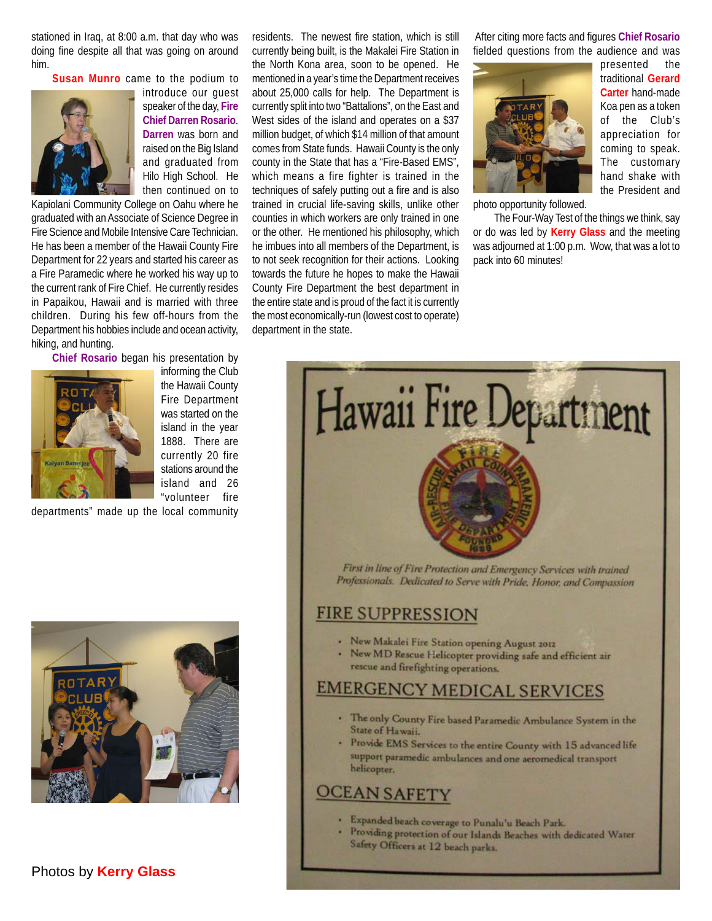stationed in Iraq, at 8:00 a.m. that day who was doing fine despite all that was going on around him.

**Susan Munro** came to the podium to introduce our guest speaker of the day, **Fire Chief Darren Rosario**. **Darren** was born and raised on the Big Island and graduated from Hilo High School. He then continued on to Kapiolani Community College on Oahu where he graduated with an Associate of Science Degree in Fire Science and Mobile Intensive Care Technician. He has been a member of the Hawaii County Fire Department for 22 years and started his career as a Fire Paramedic where he worked his way up to the current rank of Fire Chief. He currently resides in Papaikou, Hawaii and is married with three children. During his few off-hours from the Department his hobbies include and ocean activity, hiking, and hunting.

**Chief Rosario** began his presentation by informing the Club the Hawaii County Fire Department was started on the island in the year 1888. There are currently 20 fire stations around the island and 26 "volunteer fire departments" made up the local community residents. The newest fire station, which is still currently being built, is the Makalei Fire Station in the North Kona area, soon to be opened. He mentioned in a year's time the Department receives about 25,000 calls for help. The Department is currently split into two "Battalions", on the East and West sides of the island and operates on a $37 million budget, of which $14 million of that amount comes from State funds. Hawaii County is the only county in the State that has a "Fire-Based EMS", which means a fire fighter is trained in the techniques of safely putting out a fire and is also trained in crucial life-saving skills, unlike other counties in which workers are only trained in one or the other. He mentioned his philosophy, which he imbues into all members of the Department, is to not seek recognition for their actions. Looking towards the future he hopes to make the Hawaii County Fire Department the best department in the entire state and is proud of the fact it is currently the most economically-run (lowest cost to operate) department in the state.

After citing more facts and figures **Chief Rosario** fielded questions from the audience and was presented the traditional **Gerard Carter** hand-made Koa pen as a token of the Club's appreciation for coming to speak. The customary hand shake with the President and photo opportunity followed.

The Four-Way Test of the things we think, say or do was led by **Kerry Glass** and the meeting was adjourned at 1:00 p.m. Wow, that was a lot to pack into 60 minutes!

Photos by **Kerry Glass**